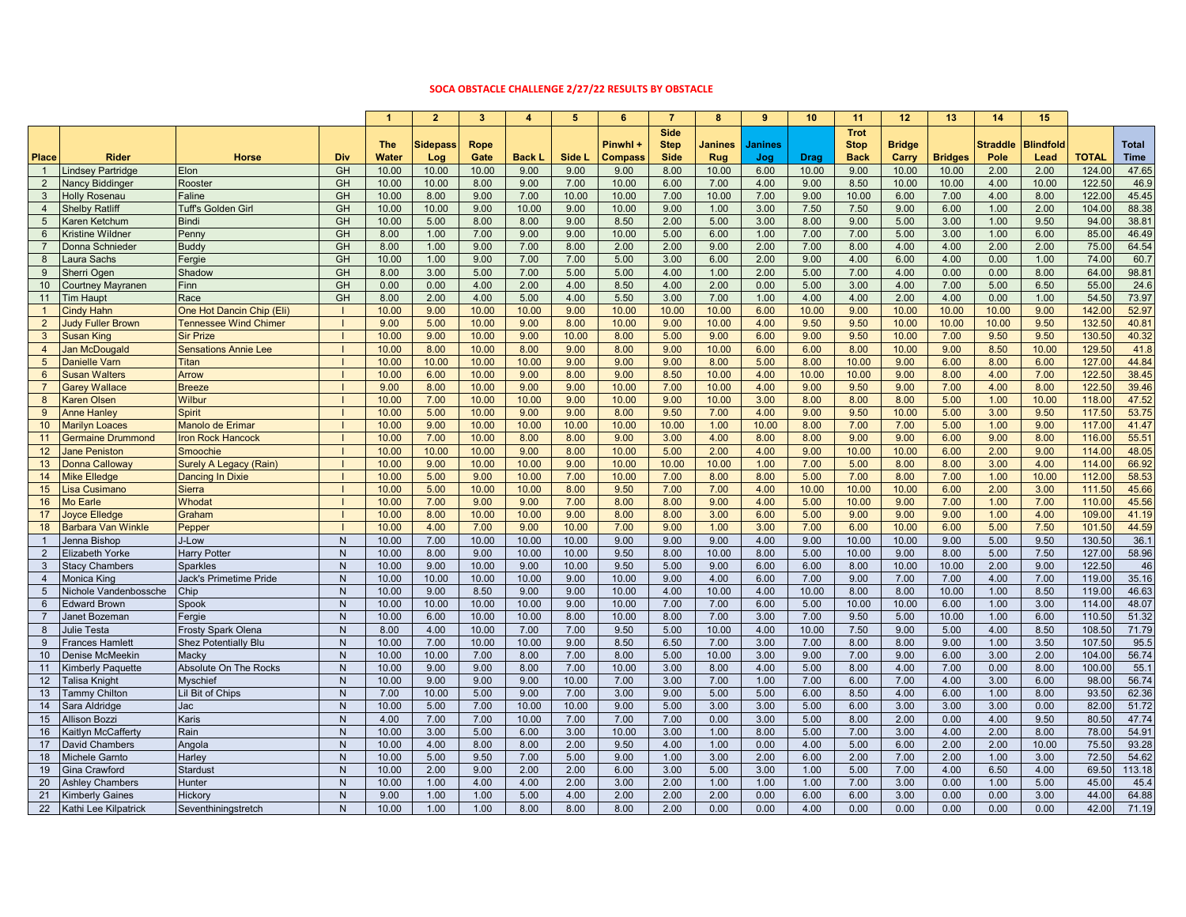# SOCA OBSTACLE CHALLENGE 2/27/22 RESULTS BY OBSTACLE

| | | | | 1 | 2 | 3 | 4 | 5 | 6 | 7 | 8 | 9 | 10 | 11 | 12 | 13 | 14 | 15 | | |
|---|---|---|---|---|---|---|---|---|---|---|---|---|---|---|---|---|---|---|---|---|
| Place | Rider | Horse | Div | The Water | Sidepass Log | Rope Gate | Back L | Side L | Pinwhl + Compass | Side Step Side | Janines Rug | Janines Jog | Drag | Trot Stop Back | Bridge Carry | Bridges | Straddle Pole | Blindfold Lead | TOTAL | Total Time |
| 1 | Lindsey Partridge | Elon | GH | 10.00 | 10.00 | 10.00 | 9.00 | 9.00 | 9.00 | 8.00 | 10.00 | 6.00 | 10.00 | 9.00 | 10.00 | 10.00 | 2.00 | 2.00 | 124.00 | 47.65 |
| 2 | Nancy Biddinger | Rooster | GH | 10.00 | 10.00 | 8.00 | 9.00 | 7.00 | 10.00 | 6.00 | 7.00 | 4.00 | 9.00 | 8.50 | 10.00 | 10.00 | 4.00 | 10.00 | 122.50 | 46.9 |
| 3 | Holly Rosenau | Faline | GH | 10.00 | 8.00 | 9.00 | 7.00 | 10.00 | 10.00 | 7.00 | 10.00 | 7.00 | 9.00 | 10.00 | 6.00 | 7.00 | 4.00 | 8.00 | 122.00 | 45.45 |
| 4 | Shelby Ratliff | Tuff's Golden Girl | GH | 10.00 | 10.00 | 9.00 | 10.00 | 9.00 | 10.00 | 9.00 | 1.00 | 3.00 | 7.50 | 7.50 | 9.00 | 6.00 | 1.00 | 2.00 | 104.00 | 88.38 |
| 5 | Karen Ketchum | Bindi | GH | 10.00 | 5.00 | 8.00 | 8.00 | 9.00 | 8.50 | 2.00 | 5.00 | 3.00 | 8.00 | 9.00 | 5.00 | 3.00 | 1.00 | 9.50 | 94.00 | 38.81 |
| 6 | Kristine Wildner | Penny | GH | 8.00 | 1.00 | 7.00 | 9.00 | 9.00 | 10.00 | 5.00 | 6.00 | 1.00 | 7.00 | 7.00 | 5.00 | 3.00 | 1.00 | 6.00 | 85.00 | 46.49 |
| 7 | Donna Schnieder | Buddy | GH | 8.00 | 1.00 | 9.00 | 7.00 | 8.00 | 2.00 | 2.00 | 9.00 | 2.00 | 7.00 | 8.00 | 4.00 | 4.00 | 2.00 | 2.00 | 75.00 | 64.54 |
| 8 | Laura Sachs | Fergie | GH | 10.00 | 1.00 | 9.00 | 7.00 | 7.00 | 5.00 | 3.00 | 6.00 | 2.00 | 9.00 | 4.00 | 6.00 | 4.00 | 0.00 | 1.00 | 74.00 | 60.7 |
| 9 | Sherri Ogen | Shadow | GH | 8.00 | 3.00 | 5.00 | 7.00 | 5.00 | 5.00 | 4.00 | 1.00 | 2.00 | 5.00 | 7.00 | 4.00 | 0.00 | 0.00 | 8.00 | 64.00 | 98.81 |
| 10 | Courtney Mayranen | Finn | GH | 0.00 | 0.00 | 4.00 | 2.00 | 4.00 | 8.50 | 4.00 | 2.00 | 0.00 | 5.00 | 3.00 | 4.00 | 7.00 | 5.00 | 6.50 | 55.00 | 24.6 |
| 11 | Tim Haupt | Race | GH | 8.00 | 2.00 | 4.00 | 5.00 | 4.00 | 5.50 | 3.00 | 7.00 | 1.00 | 4.00 | 4.00 | 2.00 | 4.00 | 0.00 | 1.00 | 54.50 | 73.97 |
| 1 | Cindy Hahn | One Hot Dancin Chip (Eli) | I | 10.00 | 9.00 | 10.00 | 10.00 | 9.00 | 10.00 | 10.00 | 10.00 | 6.00 | 10.00 | 9.00 | 10.00 | 10.00 | 10.00 | 9.00 | 142.00 | 52.97 |
| 2 | Judy Fuller Brown | Tennessee Wind Chimer | I | 9.00 | 5.00 | 10.00 | 9.00 | 8.00 | 10.00 | 9.00 | 10.00 | 4.00 | 9.50 | 9.50 | 10.00 | 10.00 | 10.00 | 9.50 | 132.50 | 40.81 |
| 3 | Susan King | Sir Prize | I | 10.00 | 9.00 | 10.00 | 9.00 | 10.00 | 8.00 | 5.00 | 9.00 | 6.00 | 9.00 | 9.50 | 10.00 | 7.00 | 9.50 | 9.50 | 130.50 | 40.32 |
| 4 | Jan McDougald | Sensations Annie Lee | I | 10.00 | 8.00 | 10.00 | 8.00 | 9.00 | 8.00 | 9.00 | 10.00 | 6.00 | 6.00 | 8.00 | 10.00 | 9.00 | 8.50 | 10.00 | 129.50 | 41.8 |
| 5 | Danielle Varn | Titan | I | 10.00 | 10.00 | 10.00 | 10.00 | 9.00 | 9.00 | 9.00 | 8.00 | 5.00 | 8.00 | 10.00 | 9.00 | 6.00 | 8.00 | 6.00 | 127.00 | 44.84 |
| 6 | Susan Walters | Arrow | I | 10.00 | 6.00 | 10.00 | 9.00 | 8.00 | 9.00 | 8.50 | 10.00 | 4.00 | 10.00 | 10.00 | 9.00 | 8.00 | 4.00 | 7.00 | 122.50 | 38.45 |
| 7 | Garey Wallace | Breeze | I | 9.00 | 8.00 | 10.00 | 9.00 | 9.00 | 10.00 | 7.00 | 10.00 | 4.00 | 9.00 | 9.50 | 9.00 | 7.00 | 4.00 | 8.00 | 122.50 | 39.46 |
| 8 | Karen Olsen | Wilbur | I | 10.00 | 7.00 | 10.00 | 10.00 | 9.00 | 10.00 | 9.00 | 10.00 | 3.00 | 8.00 | 8.00 | 8.00 | 5.00 | 1.00 | 10.00 | 118.00 | 47.52 |
| 9 | Anne Hanley | Spirit | I | 10.00 | 5.00 | 10.00 | 9.00 | 9.00 | 8.00 | 9.50 | 7.00 | 4.00 | 9.00 | 9.50 | 10.00 | 5.00 | 3.00 | 9.50 | 117.50 | 53.75 |
| 10 | Marilyn Loaces | Manolo de Erimar | I | 10.00 | 9.00 | 10.00 | 10.00 | 10.00 | 10.00 | 10.00 | 1.00 | 10.00 | 8.00 | 7.00 | 7.00 | 5.00 | 1.00 | 9.00 | 117.00 | 41.47 |
| 11 | Germaine Drummond | Iron Rock Hancock | I | 10.00 | 7.00 | 10.00 | 8.00 | 8.00 | 9.00 | 3.00 | 4.00 | 8.00 | 8.00 | 9.00 | 9.00 | 6.00 | 9.00 | 8.00 | 116.00 | 55.51 |
| 12 | Jane Peniston | Smoochie | I | 10.00 | 10.00 | 10.00 | 9.00 | 8.00 | 10.00 | 5.00 | 2.00 | 4.00 | 9.00 | 10.00 | 10.00 | 6.00 | 2.00 | 9.00 | 114.00 | 48.05 |
| 13 | Donna Calloway | Surely A Legacy (Rain) | I | 10.00 | 9.00 | 10.00 | 10.00 | 9.00 | 10.00 | 10.00 | 10.00 | 1.00 | 7.00 | 5.00 | 8.00 | 8.00 | 3.00 | 4.00 | 114.00 | 66.92 |
| 14 | Mike Elledge | Dancing In Dixie | I | 10.00 | 5.00 | 9.00 | 10.00 | 7.00 | 10.00 | 7.00 | 8.00 | 8.00 | 5.00 | 7.00 | 8.00 | 7.00 | 1.00 | 10.00 | 112.00 | 58.53 |
| 15 | Lisa Cusimano | Sierra | I | 10.00 | 5.00 | 10.00 | 10.00 | 8.00 | 9.50 | 7.00 | 7.00 | 4.00 | 10.00 | 10.00 | 10.00 | 6.00 | 2.00 | 3.00 | 111.50 | 45.66 |
| 16 | Mo Earle | Whodat | I | 10.00 | 7.00 | 9.00 | 9.00 | 7.00 | 8.00 | 8.00 | 9.00 | 4.00 | 5.00 | 10.00 | 9.00 | 7.00 | 1.00 | 7.00 | 110.00 | 45.56 |
| 17 | Joyce Elledge | Graham | I | 10.00 | 8.00 | 10.00 | 10.00 | 9.00 | 8.00 | 8.00 | 3.00 | 6.00 | 5.00 | 9.00 | 9.00 | 9.00 | 1.00 | 4.00 | 109.00 | 41.19 |
| 18 | Barbara Van Winkle | Pepper | I | 10.00 | 4.00 | 7.00 | 9.00 | 10.00 | 7.00 | 9.00 | 1.00 | 3.00 | 7.00 | 6.00 | 10.00 | 6.00 | 5.00 | 7.50 | 101.50 | 44.59 |
| 1 | Jenna Bishop | J-Low | N | 10.00 | 7.00 | 10.00 | 10.00 | 10.00 | 9.00 | 9.00 | 9.00 | 4.00 | 9.00 | 10.00 | 10.00 | 9.00 | 5.00 | 9.50 | 130.50 | 36.1 |
| 2 | Elizabeth Yorke | Harry Potter | N | 10.00 | 8.00 | 9.00 | 10.00 | 10.00 | 9.50 | 8.00 | 10.00 | 8.00 | 5.00 | 10.00 | 9.00 | 8.00 | 5.00 | 7.50 | 127.00 | 58.96 |
| 3 | Stacy Chambers | Sparkles | N | 10.00 | 9.00 | 10.00 | 9.00 | 10.00 | 9.50 | 5.00 | 9.00 | 6.00 | 6.00 | 8.00 | 10.00 | 10.00 | 2.00 | 9.00 | 122.50 | 46 |
| 4 | Monica King | Jack's Primetime Pride | N | 10.00 | 10.00 | 10.00 | 10.00 | 9.00 | 10.00 | 9.00 | 4.00 | 6.00 | 7.00 | 9.00 | 7.00 | 7.00 | 4.00 | 7.00 | 119.00 | 35.16 |
| 5 | Nichole Vandenbossche | Chip | N | 10.00 | 9.00 | 8.50 | 9.00 | 9.00 | 10.00 | 4.00 | 10.00 | 4.00 | 10.00 | 8.00 | 8.00 | 10.00 | 1.00 | 8.50 | 119.00 | 46.63 |
| 6 | Edward Brown | Spook | N | 10.00 | 10.00 | 10.00 | 10.00 | 9.00 | 10.00 | 7.00 | 7.00 | 6.00 | 5.00 | 10.00 | 10.00 | 6.00 | 1.00 | 3.00 | 114.00 | 48.07 |
| 7 | Janet Bozeman | Fergie | N | 10.00 | 6.00 | 10.00 | 10.00 | 8.00 | 10.00 | 8.00 | 7.00 | 3.00 | 7.00 | 9.50 | 5.00 | 10.00 | 1.00 | 6.00 | 110.50 | 51.32 |
| 8 | Julie Testa | Frosty Spark Olena | N | 8.00 | 4.00 | 10.00 | 7.00 | 7.00 | 9.50 | 5.00 | 10.00 | 4.00 | 10.00 | 7.50 | 9.00 | 5.00 | 4.00 | 8.50 | 108.50 | 71.79 |
| 9 | Frances Hamlett | Shez Potentially Blu | N | 10.00 | 7.00 | 10.00 | 10.00 | 9.00 | 8.50 | 6.50 | 7.00 | 3.00 | 7.00 | 8.00 | 8.00 | 9.00 | 1.00 | 3.50 | 107.50 | 95.5 |
| 10 | Denise McMeekin | Macky | N | 10.00 | 10.00 | 7.00 | 8.00 | 7.00 | 8.00 | 5.00 | 10.00 | 3.00 | 9.00 | 7.00 | 9.00 | 6.00 | 3.00 | 2.00 | 104.00 | 56.74 |
| 11 | Kimberly Paquette | Absolute On The Rocks | N | 10.00 | 9.00 | 9.00 | 8.00 | 7.00 | 10.00 | 3.00 | 8.00 | 4.00 | 5.00 | 8.00 | 4.00 | 7.00 | 0.00 | 8.00 | 100.00 | 55.1 |
| 12 | Talisa Knight | Myschief | N | 10.00 | 9.00 | 9.00 | 9.00 | 10.00 | 7.00 | 3.00 | 7.00 | 1.00 | 7.00 | 6.00 | 7.00 | 4.00 | 3.00 | 6.00 | 98.00 | 56.74 |
| 13 | Tammy Chilton | Lil Bit of Chips | N | 7.00 | 10.00 | 5.00 | 9.00 | 7.00 | 3.00 | 9.00 | 5.00 | 5.00 | 6.00 | 8.50 | 4.00 | 6.00 | 1.00 | 8.00 | 93.50 | 62.36 |
| 14 | Sara Aldridge | Jac | N | 10.00 | 5.00 | 7.00 | 10.00 | 10.00 | 9.00 | 5.00 | 3.00 | 3.00 | 5.00 | 6.00 | 3.00 | 3.00 | 3.00 | 0.00 | 82.00 | 51.72 |
| 15 | Allison Bozzi | Karis | N | 4.00 | 7.00 | 7.00 | 10.00 | 7.00 | 7.00 | 7.00 | 0.00 | 3.00 | 5.00 | 8.00 | 2.00 | 0.00 | 4.00 | 9.50 | 80.50 | 47.74 |
| 16 | Kaitlyn McCafferty | Rain | N | 10.00 | 3.00 | 5.00 | 6.00 | 3.00 | 10.00 | 3.00 | 1.00 | 8.00 | 5.00 | 7.00 | 3.00 | 4.00 | 2.00 | 8.00 | 78.00 | 54.91 |
| 17 | David Chambers | Angola | N | 10.00 | 4.00 | 8.00 | 8.00 | 2.00 | 9.50 | 4.00 | 1.00 | 0.00 | 4.00 | 5.00 | 6.00 | 2.00 | 2.00 | 10.00 | 75.50 | 93.28 |
| 18 | Michele Garnto | Harley | N | 10.00 | 5.00 | 9.50 | 7.00 | 5.00 | 9.00 | 1.00 | 3.00 | 2.00 | 6.00 | 2.00 | 7.00 | 2.00 | 1.00 | 3.00 | 72.50 | 54.62 |
| 19 | Gina Crawford | Stardust | N | 10.00 | 2.00 | 9.00 | 2.00 | 2.00 | 6.00 | 3.00 | 5.00 | 3.00 | 1.00 | 5.00 | 7.00 | 4.00 | 6.50 | 4.00 | 69.50 | 113.18 |
| 20 | Ashley Chambers | Hunter | N | 10.00 | 1.00 | 4.00 | 4.00 | 2.00 | 3.00 | 2.00 | 1.00 | 1.00 | 1.00 | 7.00 | 3.00 | 0.00 | 1.00 | 5.00 | 45.00 | 45.4 |
| 21 | Kimberly Gaines | Hickory | N | 9.00 | 1.00 | 1.00 | 5.00 | 4.00 | 2.00 | 2.00 | 2.00 | 0.00 | 6.00 | 6.00 | 3.00 | 0.00 | 0.00 | 3.00 | 44.00 | 64.88 |
| 22 | Kathi Lee Kilpatrick | Seventhiningstretch | N | 10.00 | 1.00 | 1.00 | 8.00 | 8.00 | 8.00 | 2.00 | 0.00 | 0.00 | 4.00 | 0.00 | 0.00 | 0.00 | 0.00 | 0.00 | 42.00 | 71.19 |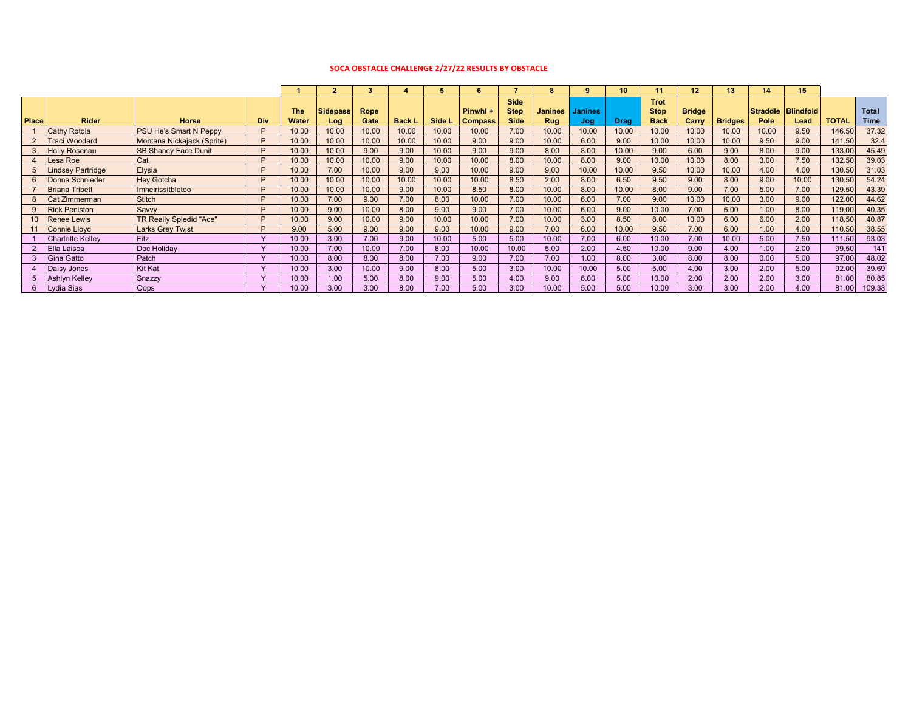## SOCA OBSTACLE CHALLENGE 2/27/22 RESULTS BY OBSTACLE

| | | | | 1 | 2 | 3 | 4 | 5 | 6 | 7 | 8 | 9 | 10 | 11 | 12 | 13 | 14 | 15 | | |
|---|---|---|---|---|---|---|---|---|---|---|---|---|---|---|---|---|---|---|---|---|
| Place | Rider | Horse | Div | The Water | Sidepass Log | Rope Gate | Back L | Side L | Pinwhl + Compass | Side Step Side | Janines Rug | Janines Jog | Drag | Trot Stop Back | Bridge Carry | Bridges | Straddle Pole | Blindfold Lead | TOTAL | Total Time |
| 1 | Cathy Rotola | PSU He's Smart N Peppy | P | 10.00 | 10.00 | 10.00 | 10.00 | 10.00 | 10.00 | 7.00 | 10.00 | 10.00 | 10.00 | 10.00 | 10.00 | 10.00 | 10.00 | 9.50 | 146.50 | 37.32 |
| 2 | Traci Woodard | Montana Nickajack (Sprite) | P | 10.00 | 10.00 | 10.00 | 10.00 | 10.00 | 9.00 | 9.00 | 10.00 | 6.00 | 9.00 | 10.00 | 10.00 | 10.00 | 9.50 | 9.00 | 141.50 | 32.4 |
| 3 | Holly Rosenau | SB Shaney Face Dunit | P | 10.00 | 10.00 | 9.00 | 9.00 | 10.00 | 9.00 | 9.00 | 8.00 | 8.00 | 10.00 | 9.00 | 6.00 | 9.00 | 8.00 | 9.00 | 133.00 | 45.49 |
| 4 | Lesa Roe | Cat | P | 10.00 | 10.00 | 10.00 | 9.00 | 10.00 | 10.00 | 8.00 | 10.00 | 8.00 | 9.00 | 10.00 | 10.00 | 8.00 | 3.00 | 7.50 | 132.50 | 39.03 |
| 5 | Lindsey Partridge | Elysia | P | 10.00 | 7.00 | 10.00 | 9.00 | 9.00 | 10.00 | 9.00 | 9.00 | 10.00 | 10.00 | 9.50 | 10.00 | 10.00 | 4.00 | 4.00 | 130.50 | 31.03 |
| 6 | Donna Schnieder | Hey Gotcha | P | 10.00 | 10.00 | 10.00 | 10.00 | 10.00 | 10.00 | 8.50 | 2.00 | 8.00 | 6.50 | 9.50 | 9.00 | 8.00 | 9.00 | 10.00 | 130.50 | 54.24 |
| 7 | Briana Tribett | Imheirissitbletoo | P | 10.00 | 10.00 | 10.00 | 9.00 | 10.00 | 8.50 | 8.00 | 10.00 | 8.00 | 10.00 | 8.00 | 9.00 | 7.00 | 5.00 | 7.00 | 129.50 | 43.39 |
| 8 | Cat Zimmerman | Stitch | P | 10.00 | 7.00 | 9.00 | 7.00 | 8.00 | 10.00 | 7.00 | 10.00 | 6.00 | 7.00 | 9.00 | 10.00 | 10.00 | 3.00 | 9.00 | 122.00 | 44.62 |
| 9 | Rick Peniston | Savvy | P | 10.00 | 9.00 | 10.00 | 8.00 | 9.00 | 9.00 | 7.00 | 10.00 | 6.00 | 9.00 | 10.00 | 7.00 | 6.00 | 1.00 | 8.00 | 119.00 | 40.35 |
| 10 | Renee Lewis | TR Really Spledid "Ace" | P | 10.00 | 9.00 | 10.00 | 9.00 | 10.00 | 10.00 | 7.00 | 10.00 | 3.00 | 8.50 | 8.00 | 10.00 | 6.00 | 6.00 | 2.00 | 118.50 | 40.87 |
| 11 | Connie Lloyd | Larks Grey Twist | P | 9.00 | 5.00 | 9.00 | 9.00 | 9.00 | 10.00 | 9.00 | 7.00 | 6.00 | 10.00 | 9.50 | 7.00 | 6.00 | 1.00 | 4.00 | 110.50 | 38.55 |
| 1 | Charlotte Kelley | Fitz | Y | 10.00 | 3.00 | 7.00 | 9.00 | 10.00 | 5.00 | 5.00 | 10.00 | 7.00 | 6.00 | 10.00 | 7.00 | 10.00 | 5.00 | 7.50 | 111.50 | 93.03 |
| 2 | Ella Laisoa | Doc Holiday | Y | 10.00 | 7.00 | 10.00 | 7.00 | 8.00 | 10.00 | 10.00 | 5.00 | 2.00 | 4.50 | 10.00 | 9.00 | 4.00 | 1.00 | 2.00 | 99.50 | 141 |
| 3 | Gina Gatto | Patch | Y | 10.00 | 8.00 | 8.00 | 8.00 | 7.00 | 9.00 | 7.00 | 7.00 | 1.00 | 8.00 | 3.00 | 8.00 | 8.00 | 0.00 | 5.00 | 97.00 | 48.02 |
| 4 | Daisy Jones | Kit Kat | Y | 10.00 | 3.00 | 10.00 | 9.00 | 8.00 | 5.00 | 3.00 | 10.00 | 10.00 | 5.00 | 5.00 | 4.00 | 3.00 | 2.00 | 5.00 | 92.00 | 39.69 |
| 5 | Ashlyn Kelley | Snazzy | Y | 10.00 | 1.00 | 5.00 | 8.00 | 9.00 | 5.00 | 4.00 | 9.00 | 6.00 | 5.00 | 10.00 | 2.00 | 2.00 | 2.00 | 3.00 | 81.00 | 80.85 |
| 6 | Lydia Sias | Oops | Y | 10.00 | 3.00 | 3.00 | 8.00 | 7.00 | 5.00 | 3.00 | 10.00 | 5.00 | 5.00 | 10.00 | 3.00 | 3.00 | 2.00 | 4.00 | 81.00 | 109.38 |